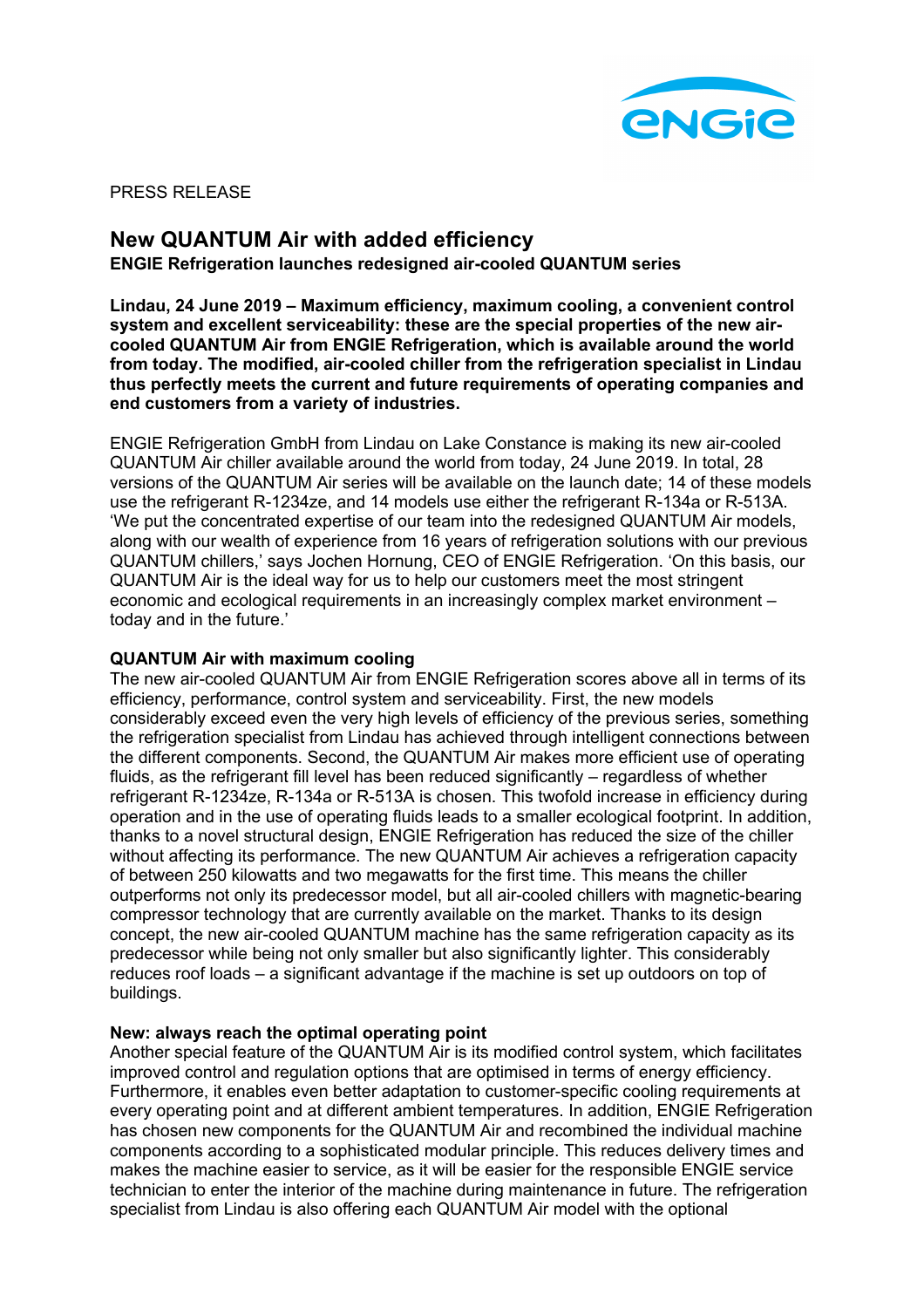PRESS RELEASE

# New QUANTUM Air with added efficiency

**ENGIE Refrigeration launches redesigned air-cooled QUANTUM series**

**Lindau, 24 June 2019 – Maximum efficiency, maximum cooling, a convenient control system and excellent serviceability: these are the special properties of the new air-cooled QUANTUM Air from ENGIE Refrigeration, which is available around the world from today. The modified, air-cooled chiller from the refrigeration specialist in Lindau thus perfectly meets the current and future requirements of operating companies and end customers from a variety of industries.**

ENGIE Refrigeration GmbH from Lindau on Lake Constance is making its new air-cooled QUANTUM Air chiller available around the world from today, 24 June 2019. In total, 28 versions of the QUANTUM Air series will be available on the launch date; 14 of these models use the refrigerant R-1234ze, and 14 models use either the refrigerant R-134a or R-513A. 'We put the concentrated expertise of our team into the redesigned QUANTUM Air models, along with our wealth of experience from 16 years of refrigeration solutions with our previous QUANTUM chillers,' says Jochen Hornung, CEO of ENGIE Refrigeration. 'On this basis, our QUANTUM Air is the ideal way for us to help our customers meet the most stringent economic and ecological requirements in an increasingly complex market environment – today and in the future.'

### QUANTUM Air with maximum cooling

The new air-cooled QUANTUM Air from ENGIE Refrigeration scores above all in terms of its efficiency, performance, control system and serviceability. First, the new models considerably exceed even the very high levels of efficiency of the previous series, something the refrigeration specialist from Lindau has achieved through intelligent connections between the different components. Second, the QUANTUM Air makes more efficient use of operating fluids, as the refrigerant fill level has been reduced significantly – regardless of whether refrigerant R-1234ze, R-134a or R-513A is chosen. This twofold increase in efficiency during operation and in the use of operating fluids leads to a smaller ecological footprint. In addition, thanks to a novel structural design, ENGIE Refrigeration has reduced the size of the chiller without affecting its performance. The new QUANTUM Air achieves a refrigeration capacity of between 250 kilowatts and two megawatts for the first time. This means the chiller outperforms not only its predecessor model, but all air-cooled chillers with magnetic-bearing compressor technology that are currently available on the market. Thanks to its design concept, the new air-cooled QUANTUM machine has the same refrigeration capacity as its predecessor while being not only smaller but also significantly lighter. This considerably reduces roof loads – a significant advantage if the machine is set up outdoors on top of buildings.

### New: always reach the optimal operating point

Another special feature of the QUANTUM Air is its modified control system, which facilitates improved control and regulation options that are optimised in terms of energy efficiency. Furthermore, it enables even better adaptation to customer-specific cooling requirements at every operating point and at different ambient temperatures. In addition, ENGIE Refrigeration has chosen new components for the QUANTUM Air and recombined the individual machine components according to a sophisticated modular principle. This reduces delivery times and makes the machine easier to service, as it will be easier for the responsible ENGIE service technician to enter the interior of the machine during maintenance in future. The refrigeration specialist from Lindau is also offering each QUANTUM Air model with the optional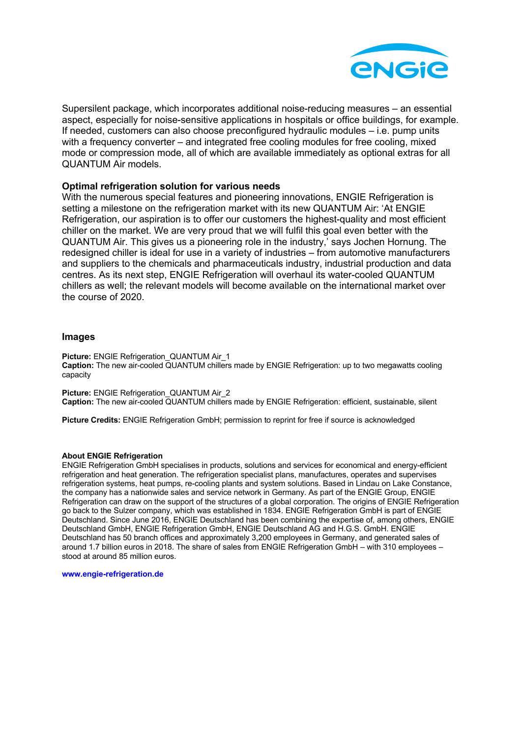Supersilent package, which incorporates additional noise-reducing measures – an essential aspect, especially for noise-sensitive applications in hospitals or office buildings, for example. If needed, customers can also choose preconfigured hydraulic modules – i.e. pump units with a frequency converter – and integrated free cooling modules for free cooling, mixed mode or compression mode, all of which are available immediately as optional extras for all QUANTUM Air models.

**Optimal refrigeration solution for various needs**

With the numerous special features and pioneering innovations, ENGIE Refrigeration is setting a milestone on the refrigeration market with its new QUANTUM Air: 'At ENGIE Refrigeration, our aspiration is to offer our customers the highest-quality and most efficient chiller on the market. We are very proud that we will fulfil this goal even better with the QUANTUM Air. This gives us a pioneering role in the industry,' says Jochen Hornung. The redesigned chiller is ideal for use in a variety of industries – from automotive manufacturers and suppliers to the chemicals and pharmaceuticals industry, industrial production and data centres. As its next step, ENGIE Refrigeration will overhaul its water-cooled QUANTUM chillers as well; the relevant models will become available on the international market over the course of 2020.

## Images

**Picture:** ENGIE Refrigeration_QUANTUM Air_1
**Caption:** The new air-cooled QUANTUM chillers made by ENGIE Refrigeration: up to two megawatts cooling capacity

**Picture:** ENGIE Refrigeration_QUANTUM Air_2
**Caption:** The new air-cooled QUANTUM chillers made by ENGIE Refrigeration: efficient, sustainable, silent

**Picture Credits:** ENGIE Refrigeration GmbH; permission to reprint for free if source is acknowledged

**About ENGIE Refrigeration**

ENGIE Refrigeration GmbH specialises in products, solutions and services for economical and energy-efficient refrigeration and heat generation. The refrigeration specialist plans, manufactures, operates and supervises refrigeration systems, heat pumps, re-cooling plants and system solutions. Based in Lindau on Lake Constance, the company has a nationwide sales and service network in Germany. As part of the ENGIE Group, ENGIE Refrigeration can draw on the support of the structures of a global corporation. The origins of ENGIE Refrigeration go back to the Sulzer company, which was established in 1834. ENGIE Refrigeration GmbH is part of ENGIE Deutschland. Since June 2016, ENGIE Deutschland has been combining the expertise of, among others, ENGIE Deutschland GmbH, ENGIE Refrigeration GmbH, ENGIE Deutschland AG and H.G.S. GmbH. ENGIE Deutschland has 50 branch offices and approximately 3,200 employees in Germany, and generated sales of around 1.7 billion euros in 2018. The share of sales from ENGIE Refrigeration GmbH – with 310 employees – stood at around 85 million euros.

**www.engie-refrigeration.de**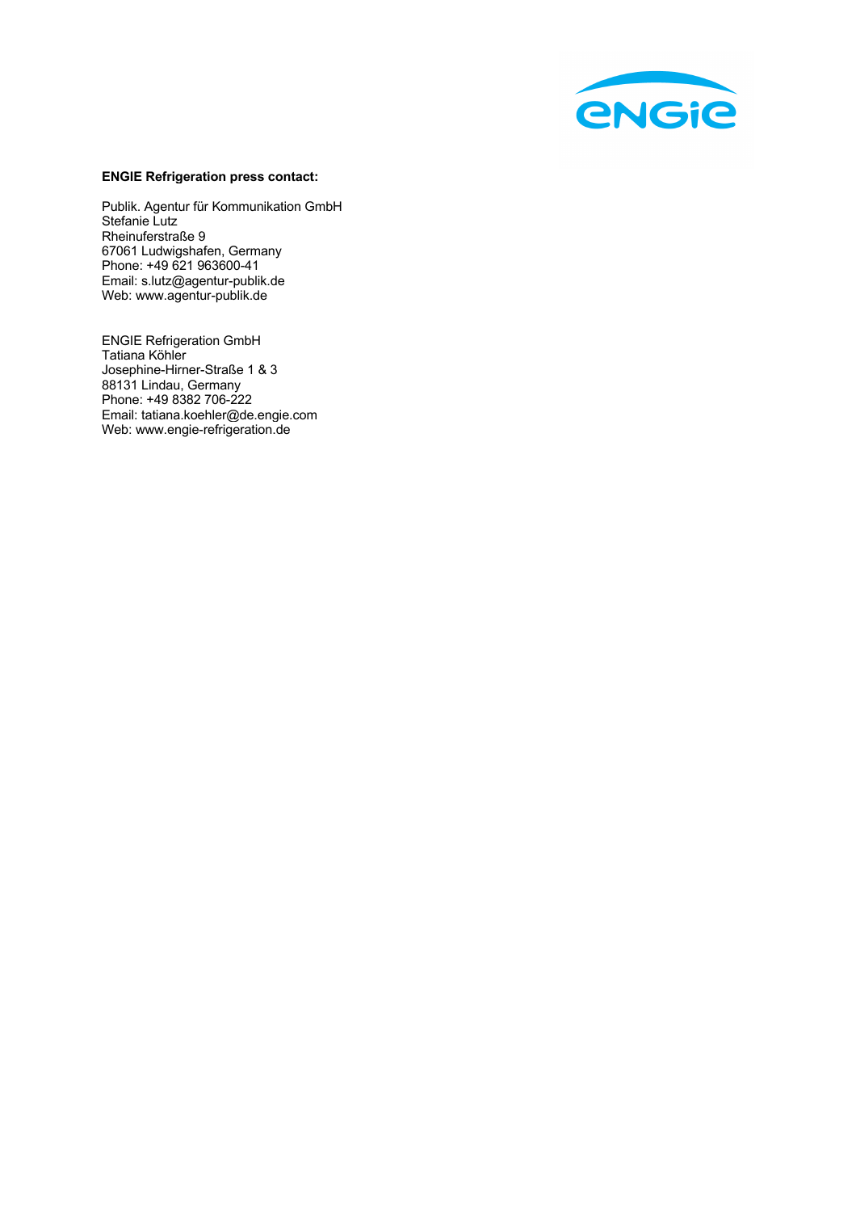**ENGIE Refrigeration press contact:**

Publik. Agentur für Kommunikation GmbH
Stefanie Lutz
Rheinuferstraße 9
67061 Ludwigshafen, Germany
Phone: +49 621 963600-41
Email: s.lutz@agentur-publik.de
Web: www.agentur-publik.de

ENGIE Refrigeration GmbH
Tatiana Köhler
Josephine-Hirner-Straße 1 & 3
88131 Lindau, Germany
Phone: +49 8382 706-222
Email: tatiana.koehler@de.engie.com
Web: www.engie-refrigeration.de